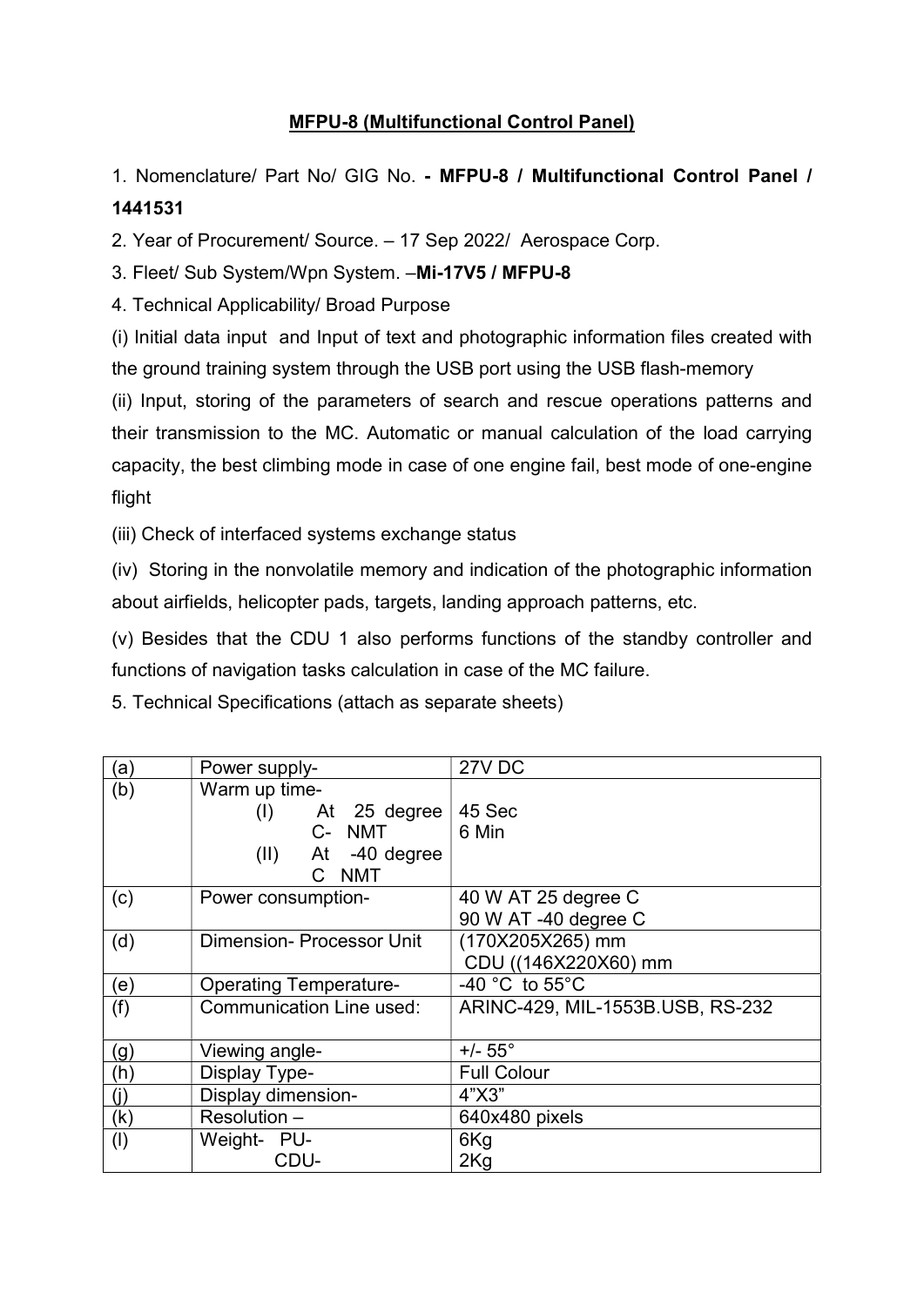# MFPU-8 (Multifunctional Control Panel)

1. Nomenclature/ Part No/ GIG No. **- MFPU-8 / Multifunctional Control Panel / 1441531**

2. Year of Procurement/ Source. – 17 Sep 2022/ Aerospace Corp.

3. Fleet/ Sub System/Wpn System. –**Mi-17V5 / MFPU-8**

4. Technical Applicability/ Broad Purpose

(i) Initial data input and Input of text and photographic information files created with the ground training system through the USB port using the USB flash-memory

(ii) Input, storing of the parameters of search and rescue operations patterns and their transmission to the MC. Automatic or manual calculation of the load carrying capacity, the best climbing mode in case of one engine fail, best mode of one-engine flight

(iii) Check of interfaced systems exchange status

(iv) Storing in the nonvolatile memory and indication of the photographic information about airfields, helicopter pads, targets, landing approach patterns, etc.

(v) Besides that the CDU 1 also performs functions of the standby controller and functions of navigation tasks calculation in case of the MC failure.

5. Technical Specifications (attach as separate sheets)

| (a) | Power supply- | 27V DC |
|---|---|---|
| (b) | Warm up time-<br>(I) At 25 degree C- NMT<br>(II) At -40 degree C NMT | 45 Sec<br>6 Min |
| (c) | Power consumption- | 40 W AT 25 degree C<br>90 W AT -40 degree C |
| (d) | Dimension- Processor Unit | (170X205X265) mm<br>CDU ((146X220X60) mm |
| (e) | Operating Temperature- | -40 °C to 55°C |
| (f) | Communication Line used: | ARINC-429, MIL-1553B.USB, RS-232 |
| (g) | Viewing angle- | +/- 55° |
| (h) | Display Type- | Full Colour |
| (j) | Display dimension- | 4”X3” |
| (k) | Resolution – | 640x480 pixels |
| (l) | Weight- PU-<br>CDU- | 6Kg<br>2Kg |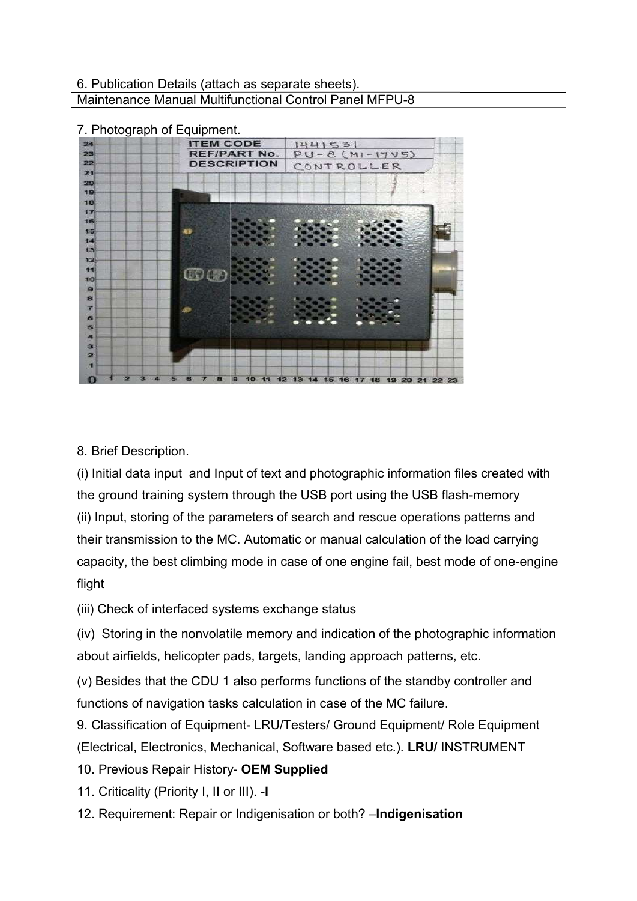6. Publication Details (attach as separate sheets).

| Maintenance Manual Multifunctional Control Panel MFPU-8 |
|---|

7. Photograph of Equipment.

8. Brief Description.

(i) Initial data input and Input of text and photographic information files created with the ground training system through the USB port using the USB flash-memory

(ii) Input, storing of the parameters of search and rescue operations patterns and their transmission to the MC. Automatic or manual calculation of the load carrying capacity, the best climbing mode in case of one engine fail, best mode of one-engine flight

(iii) Check of interfaced systems exchange status

(iv) Storing in the nonvolatile memory and indication of the photographic information about airfields, helicopter pads, targets, landing approach patterns, etc.

(v) Besides that the CDU 1 also performs functions of the standby controller and functions of navigation tasks calculation in case of the MC failure.

9. Classification of Equipment- LRU/Testers/ Ground Equipment/ Role Equipment (Electrical, Electronics, Mechanical, Software based etc.). **LRU/** INSTRUMENT

10. Previous Repair History- **OEM Supplied**

11. Criticality (Priority I, II or III). -**I**

12. Requirement: Repair or Indigenisation or both? –**Indigenisation**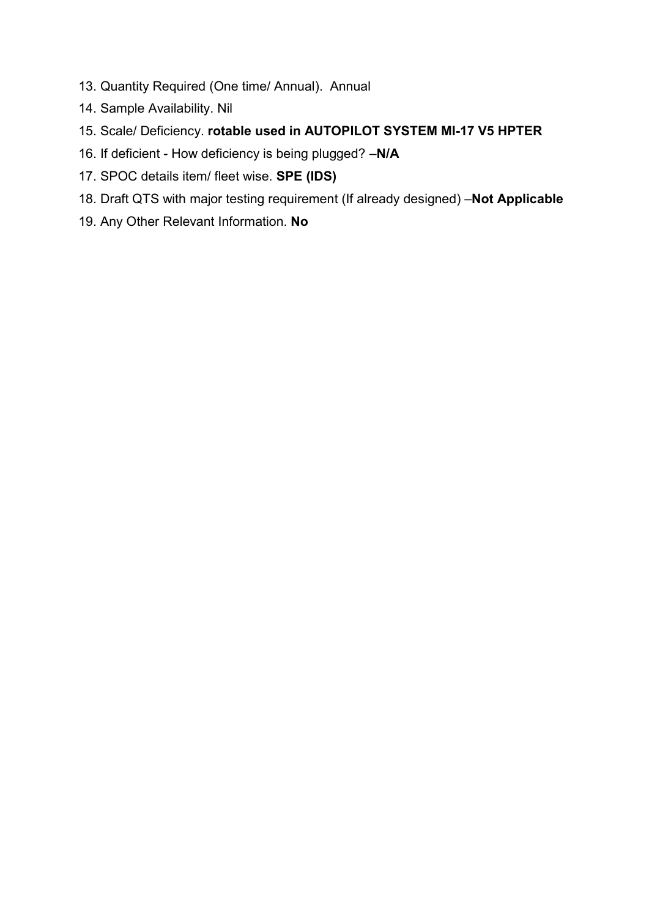13. Quantity Required (One time/ Annual). Annual
14. Sample Availability. Nil
15. Scale/ Deficiency. **rotable used in AUTOPILOT SYSTEM MI-17 V5 HPTER**
16. If deficient - How deficiency is being plugged? –**N/A**
17. SPOC details item/ fleet wise. **SPE (IDS)**
18. Draft QTS with major testing requirement (If already designed) –**Not Applicable**
19. Any Other Relevant Information. **No**